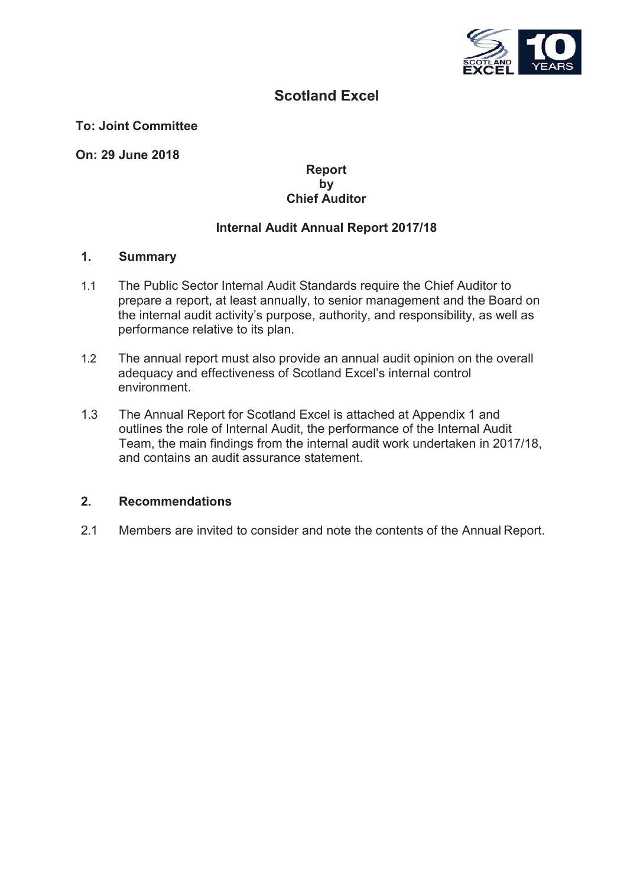# Scotland Excel

**To: Joint Committee**

**On: 29 June 2018**

**Report**
**by**
**Chief Auditor**

**Internal Audit Annual Report 2017/18**

## 1. Summary

1.1 The Public Sector Internal Audit Standards require the Chief Auditor to prepare a report, at least annually, to senior management and the Board on the internal audit activity's purpose, authority, and responsibility, as well as performance relative to its plan.

1.2 The annual report must also provide an annual audit opinion on the overall adequacy and effectiveness of Scotland Excel's internal control environment.

1.3 The Annual Report for Scotland Excel is attached at Appendix 1 and outlines the role of Internal Audit, the performance of the Internal Audit Team, the main findings from the internal audit work undertaken in 2017/18, and contains an audit assurance statement.

## 2. Recommendations

2.1 Members are invited to consider and note the contents of the Annual Report.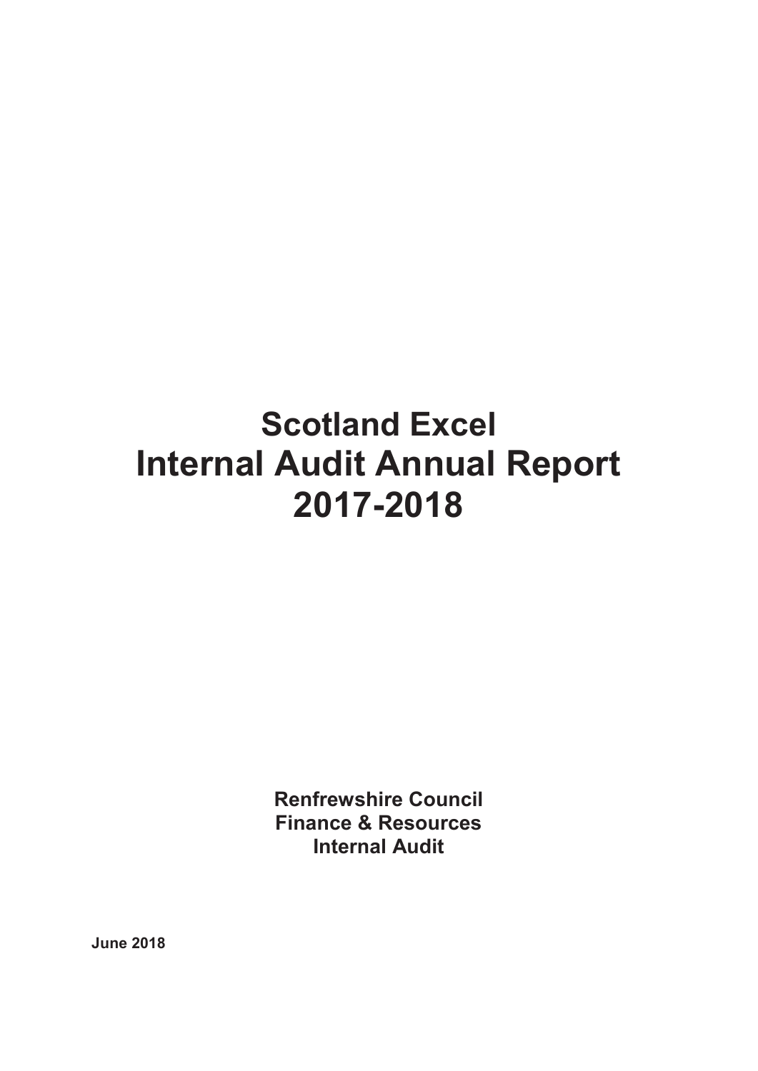# Scotland Excel Internal Audit Annual Report 2017-2018

**Renfrewshire Council**
**Finance & Resources**
**Internal Audit**

**June 2018**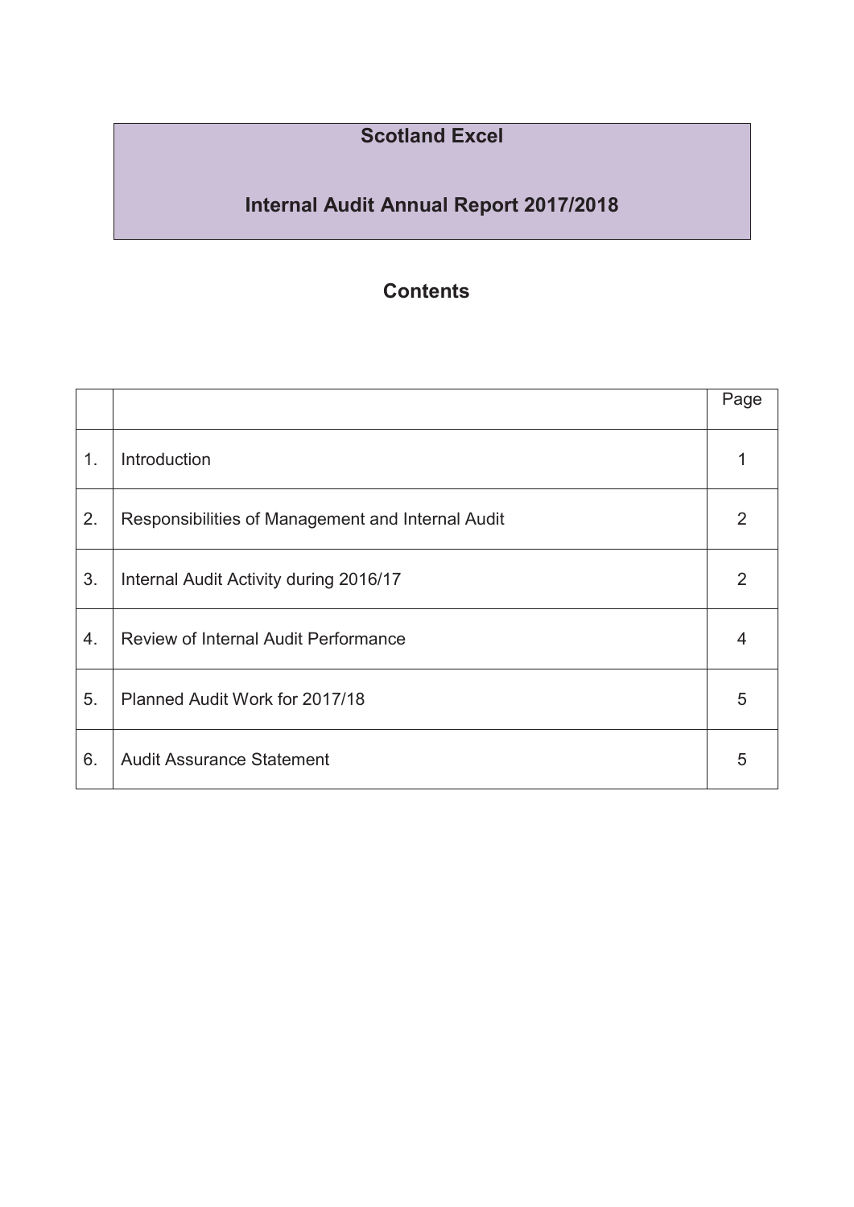# Scotland Excel

# Internal Audit Annual Report 2017/2018

## Contents

| | | Page |
|---|---|---|
| 1. | Introduction | 1 |
| 2. | Responsibilities of Management and Internal Audit | 2 |
| 3. | Internal Audit Activity during 2016/17 | 2 |
| 4. | Review of Internal Audit Performance | 4 |
| 5. | Planned Audit Work for 2017/18 | 5 |
| 6. | Audit Assurance Statement | 5 |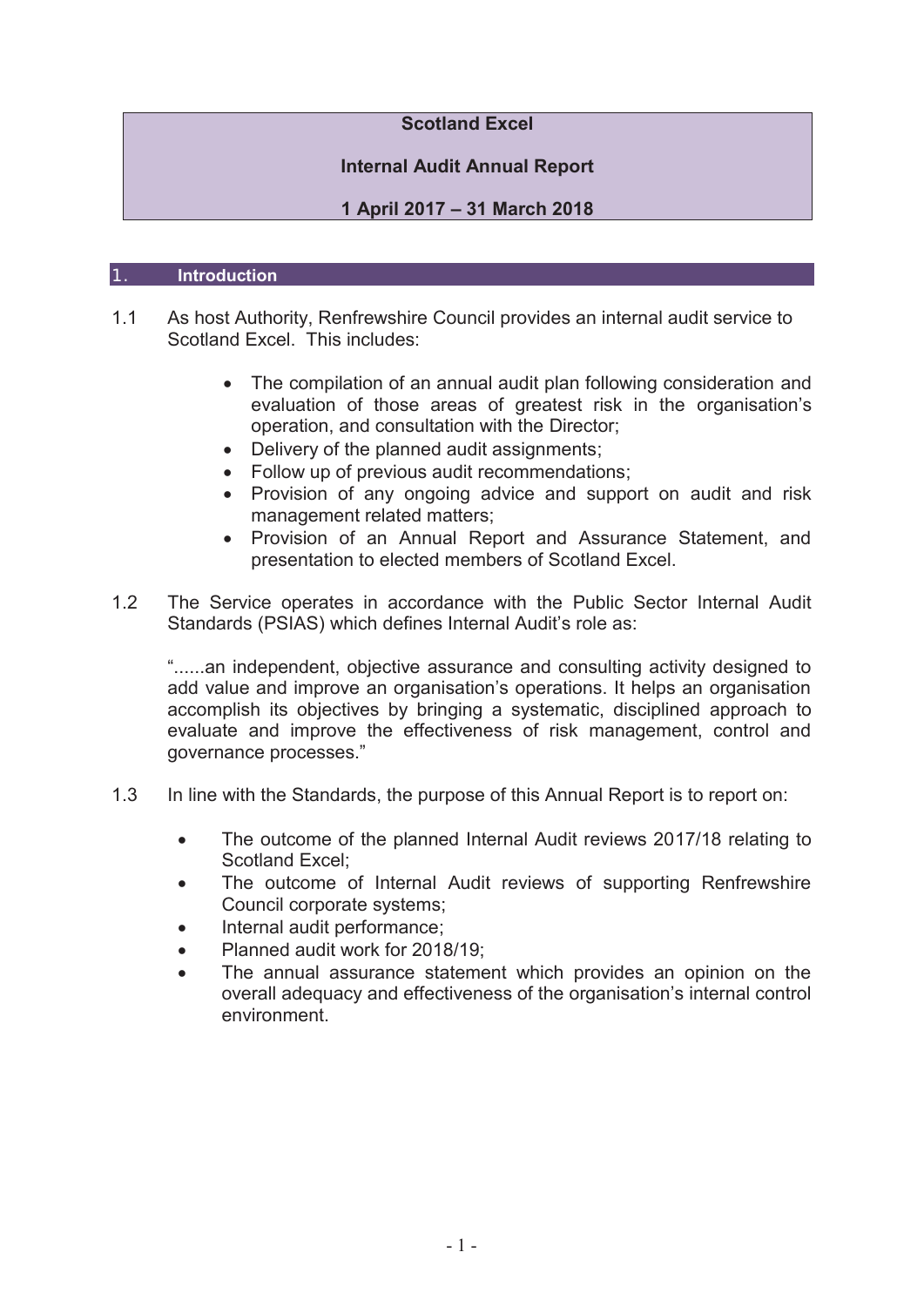# Scotland Excel

## Internal Audit Annual Report

## 1 April 2017 – 31 March 2018

## 1. Introduction

1.1 As host Authority, Renfrewshire Council provides an internal audit service to Scotland Excel. This includes:

- The compilation of an annual audit plan following consideration and evaluation of those areas of greatest risk in the organisation's operation, and consultation with the Director;
- Delivery of the planned audit assignments;
- Follow up of previous audit recommendations;
- Provision of any ongoing advice and support on audit and risk management related matters;
- Provision of an Annual Report and Assurance Statement, and presentation to elected members of Scotland Excel.

1.2 The Service operates in accordance with the Public Sector Internal Audit Standards (PSIAS) which defines Internal Audit's role as:

"......an independent, objective assurance and consulting activity designed to add value and improve an organisation's operations. It helps an organisation accomplish its objectives by bringing a systematic, disciplined approach to evaluate and improve the effectiveness of risk management, control and governance processes."

1.3 In line with the Standards, the purpose of this Annual Report is to report on:

- The outcome of the planned Internal Audit reviews 2017/18 relating to Scotland Excel;
- The outcome of Internal Audit reviews of supporting Renfrewshire Council corporate systems;
- Internal audit performance;
- Planned audit work for 2018/19;
- The annual assurance statement which provides an opinion on the overall adequacy and effectiveness of the organisation's internal control environment.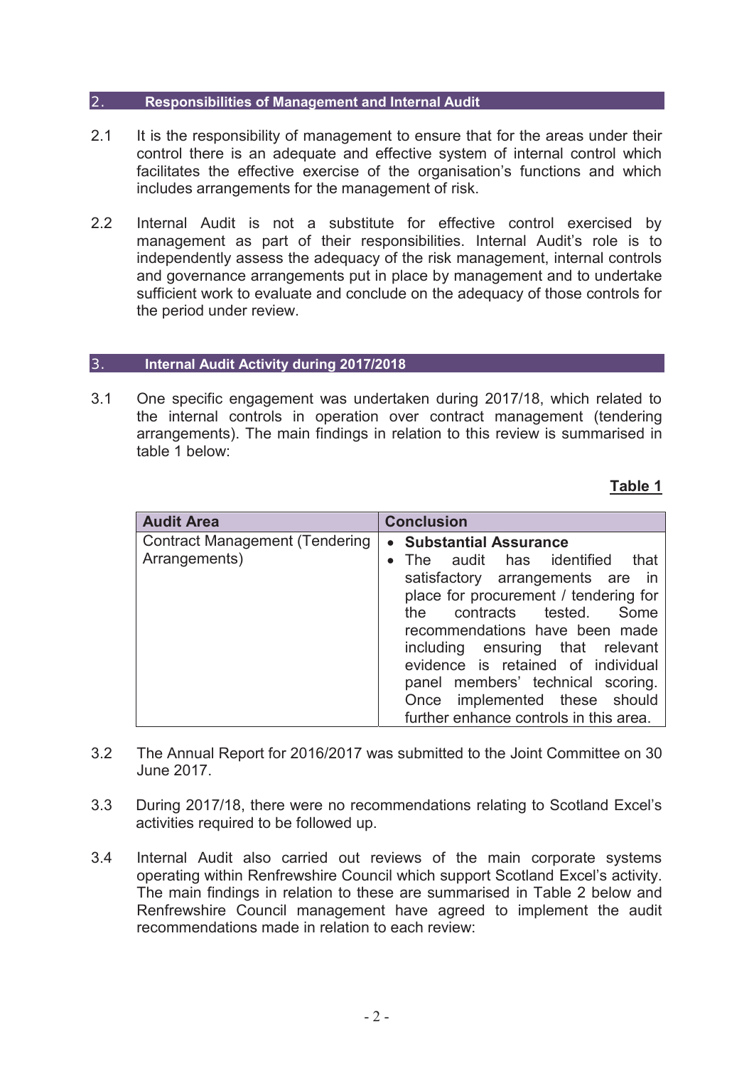## 2. Responsibilities of Management and Internal Audit

2.1 It is the responsibility of management to ensure that for the areas under their control there is an adequate and effective system of internal control which facilitates the effective exercise of the organisation's functions and which includes arrangements for the management of risk.

2.2 Internal Audit is not a substitute for effective control exercised by management as part of their responsibilities. Internal Audit's role is to independently assess the adequacy of the risk management, internal controls and governance arrangements put in place by management and to undertake sufficient work to evaluate and conclude on the adequacy of those controls for the period under review.

## 3. Internal Audit Activity during 2017/2018

3.1 One specific engagement was undertaken during 2017/18, which related to the internal controls in operation over contract management (tendering arrangements). The main findings in relation to this review is summarised in table 1 below:

**Table 1**

| Audit Area | Conclusion |
|---|---|
| Contract Management (Tendering Arrangements) | • **Substantial Assurance**<br>• The audit has identified that satisfactory arrangements are in place for procurement / tendering for the contracts tested. Some recommendations have been made including ensuring that relevant evidence is retained of individual panel members' technical scoring. Once implemented these should further enhance controls in this area. |

3.2 The Annual Report for 2016/2017 was submitted to the Joint Committee on 30 June 2017.

3.3 During 2017/18, there were no recommendations relating to Scotland Excel's activities required to be followed up.

3.4 Internal Audit also carried out reviews of the main corporate systems operating within Renfrewshire Council which support Scotland Excel's activity. The main findings in relation to these are summarised in Table 2 below and Renfrewshire Council management have agreed to implement the audit recommendations made in relation to each review: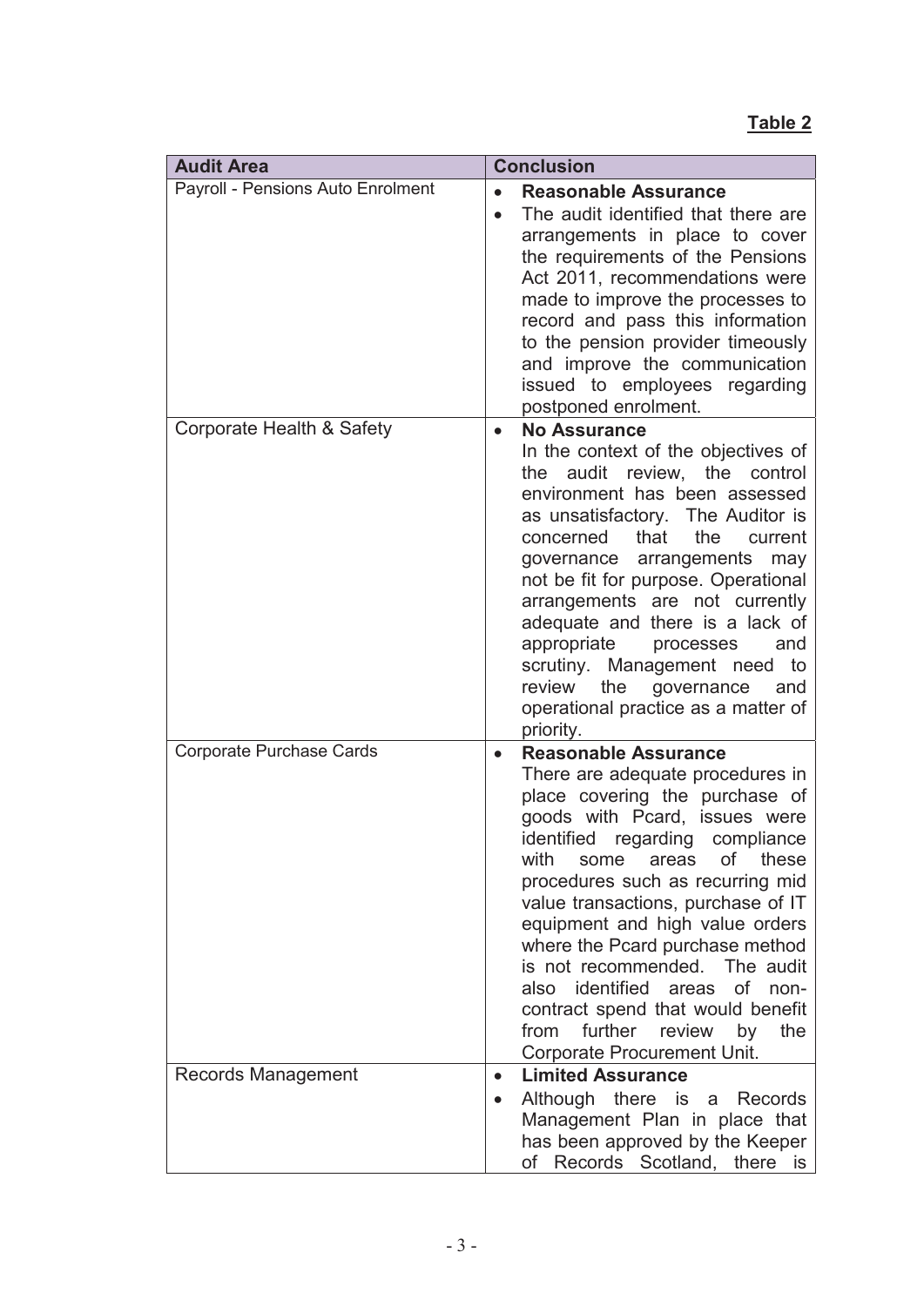**Table 2**

| Audit Area | Conclusion |
| --- | --- |
| Payroll - Pensions Auto Enrolment | • **Reasonable Assurance**<br>• The audit identified that there are arrangements in place to cover the requirements of the Pensions Act 2011, recommendations were made to improve the processes to record and pass this information to the pension provider timeously and improve the communication issued to employees regarding postponed enrolment. |
| Corporate Health & Safety | • **No Assurance**<br>In the context of the objectives of the audit review, the control environment has been assessed as unsatisfactory. The Auditor is concerned that the current governance arrangements may not be fit for purpose. Operational arrangements are not currently adequate and there is a lack of appropriate processes and scrutiny. Management need to review the governance and operational practice as a matter of priority. |
| Corporate Purchase Cards | • **Reasonable Assurance**<br>There are adequate procedures in place covering the purchase of goods with Pcard, issues were identified regarding compliance with some areas of these procedures such as recurring mid value transactions, purchase of IT equipment and high value orders where the Pcard purchase method is not recommended. The audit also identified areas of non-contract spend that would benefit from further review by the Corporate Procurement Unit. |
| Records Management | • **Limited Assurance**<br>• Although there is a Records Management Plan in place that has been approved by the Keeper of Records Scotland, there is |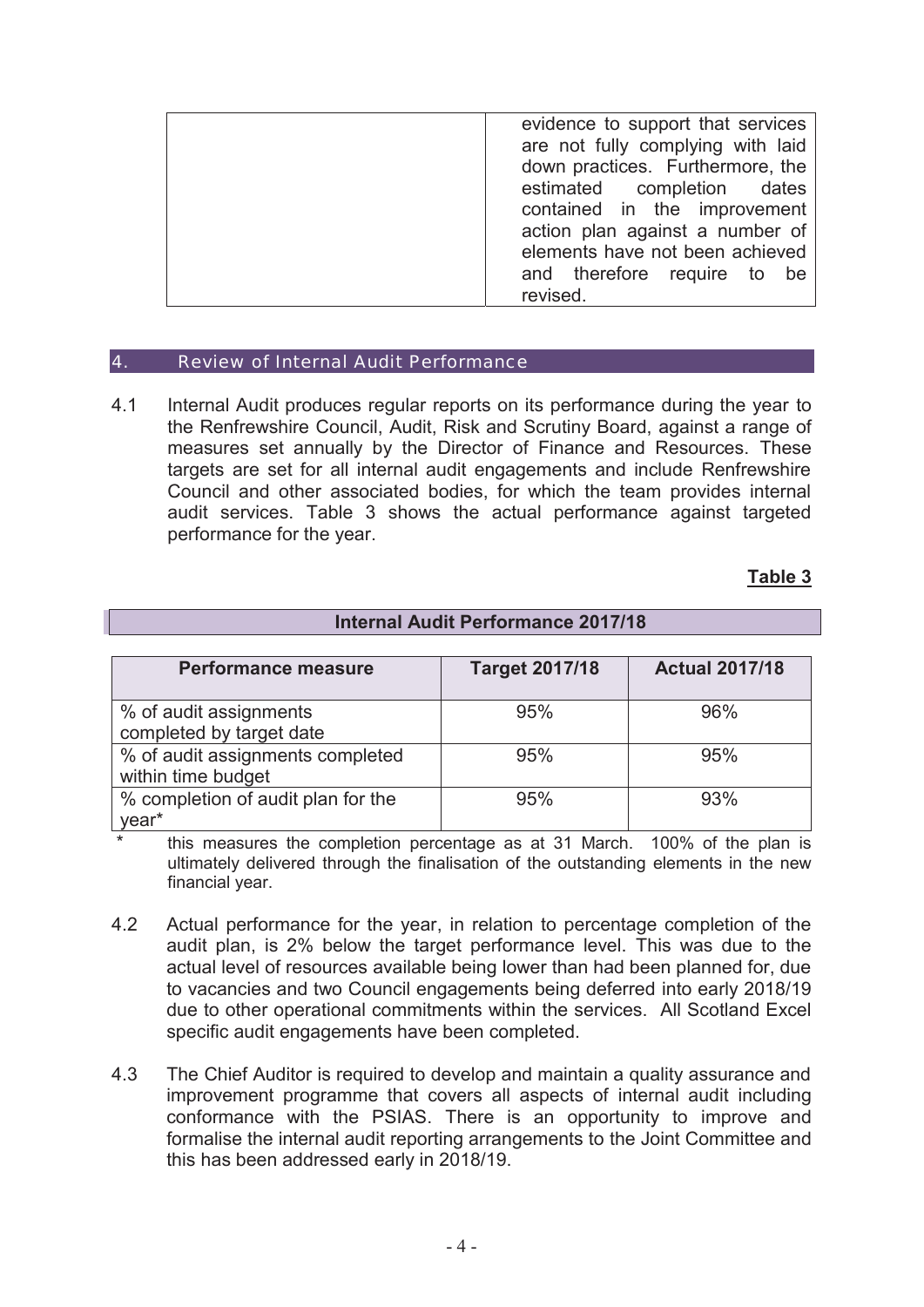| | evidence to support that services are not fully complying with laid down practices. Furthermore, the estimated completion dates contained in the improvement action plan against a number of elements have not been achieved and therefore require to be revised. |
|---|---|

## 4. Review of Internal Audit Performance

4.1 Internal Audit produces regular reports on its performance during the year to the Renfrewshire Council, Audit, Risk and Scrutiny Board, against a range of measures set annually by the Director of Finance and Resources. These targets are set for all internal audit engagements and include Renfrewshire Council and other associated bodies, for which the team provides internal audit services. Table 3 shows the actual performance against targeted performance for the year.

**Table 3**

**Internal Audit Performance 2017/18**

| Performance measure | Target 2017/18 | Actual 2017/18 |
|---|---|---|
| % of audit assignments completed by target date | 95% | 96% |
| % of audit assignments completed within time budget | 95% | 95% |
| % completion of audit plan for the year* | 95% | 93% |

\* this measures the completion percentage as at 31 March. 100% of the plan is ultimately delivered through the finalisation of the outstanding elements in the new financial year.

4.2 Actual performance for the year, in relation to percentage completion of the audit plan, is 2% below the target performance level. This was due to the actual level of resources available being lower than had been planned for, due to vacancies and two Council engagements being deferred into early 2018/19 due to other operational commitments within the services. All Scotland Excel specific audit engagements have been completed.

4.3 The Chief Auditor is required to develop and maintain a quality assurance and improvement programme that covers all aspects of internal audit including conformance with the PSIAS. There is an opportunity to improve and formalise the internal audit reporting arrangements to the Joint Committee and this has been addressed early in 2018/19.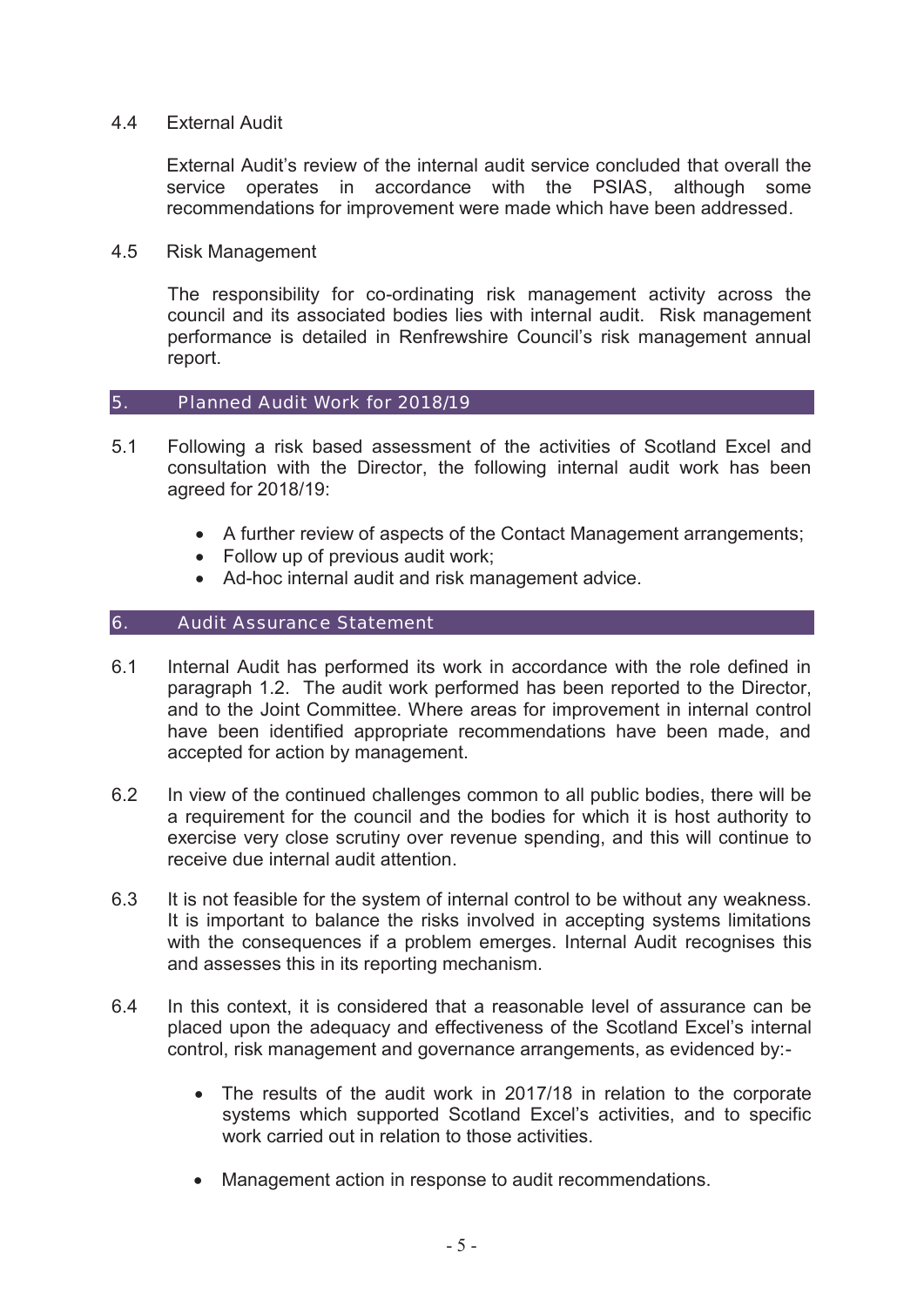### 4.4 External Audit

External Audit's review of the internal audit service concluded that overall the service operates in accordance with the PSIAS, although some recommendations for improvement were made which have been addressed.

### 4.5 Risk Management

The responsibility for co-ordinating risk management activity across the council and its associated bodies lies with internal audit. Risk management performance is detailed in Renfrewshire Council's risk management annual report.

## 5. Planned Audit Work for 2018/19

5.1 Following a risk based assessment of the activities of Scotland Excel and consultation with the Director, the following internal audit work has been agreed for 2018/19:

- A further review of aspects of the Contact Management arrangements;
- Follow up of previous audit work;
- Ad-hoc internal audit and risk management advice.

## 6. Audit Assurance Statement

6.1 Internal Audit has performed its work in accordance with the role defined in paragraph 1.2. The audit work performed has been reported to the Director, and to the Joint Committee. Where areas for improvement in internal control have been identified appropriate recommendations have been made, and accepted for action by management.

6.2 In view of the continued challenges common to all public bodies, there will be a requirement for the council and the bodies for which it is host authority to exercise very close scrutiny over revenue spending, and this will continue to receive due internal audit attention.

6.3 It is not feasible for the system of internal control to be without any weakness. It is important to balance the risks involved in accepting systems limitations with the consequences if a problem emerges. Internal Audit recognises this and assesses this in its reporting mechanism.

6.4 In this context, it is considered that a reasonable level of assurance can be placed upon the adequacy and effectiveness of the Scotland Excel's internal control, risk management and governance arrangements, as evidenced by:-

- The results of the audit work in 2017/18 in relation to the corporate systems which supported Scotland Excel's activities, and to specific work carried out in relation to those activities.
- Management action in response to audit recommendations.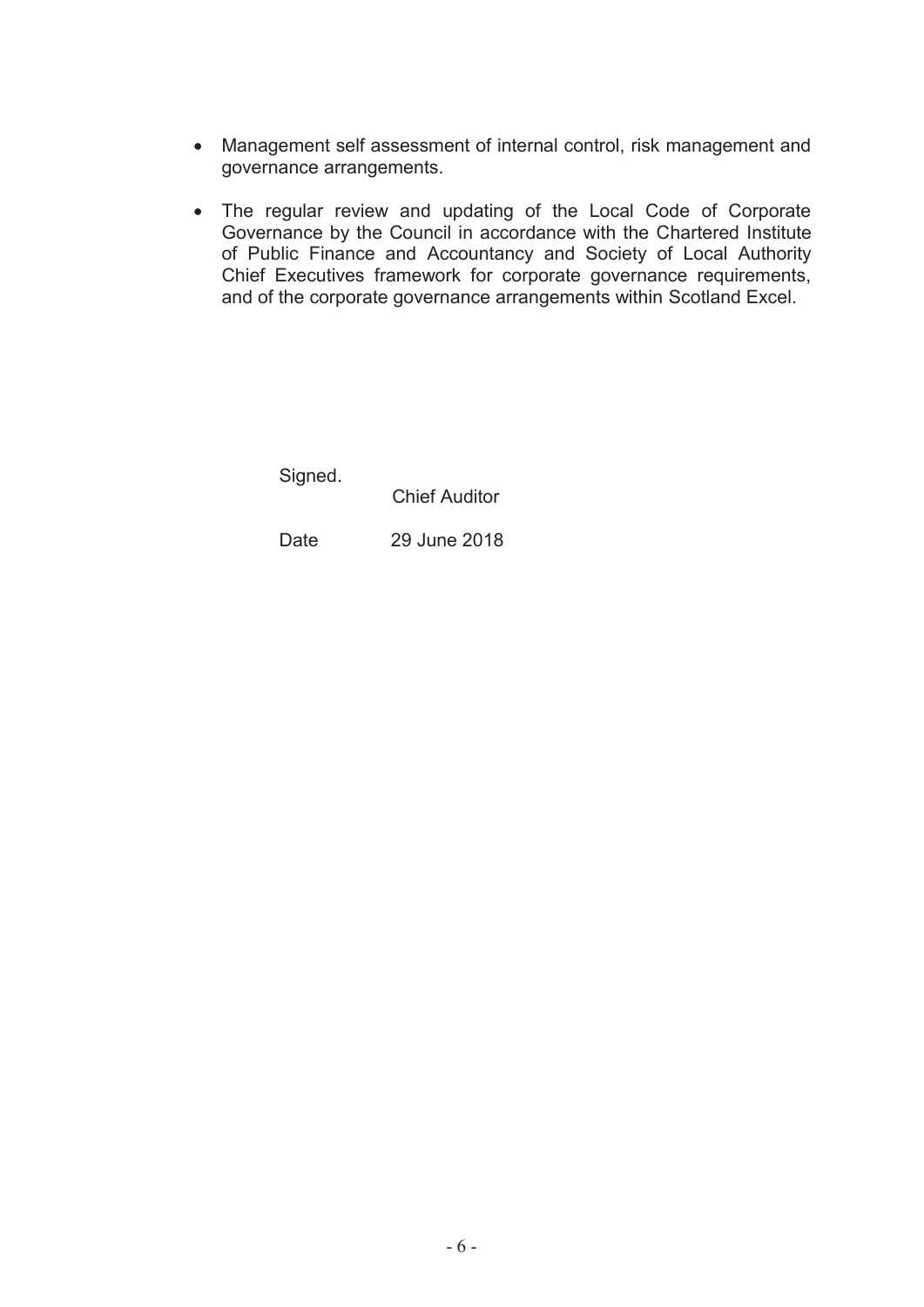- Management self assessment of internal control, risk management and governance arrangements.
- The regular review and updating of the Local Code of Corporate Governance by the Council in accordance with the Chartered Institute of Public Finance and Accountancy and Society of Local Authority Chief Executives framework for corporate governance requirements, and of the corporate governance arrangements within Scotland Excel.

Signed.

Chief Auditor

Date 29 June 2018